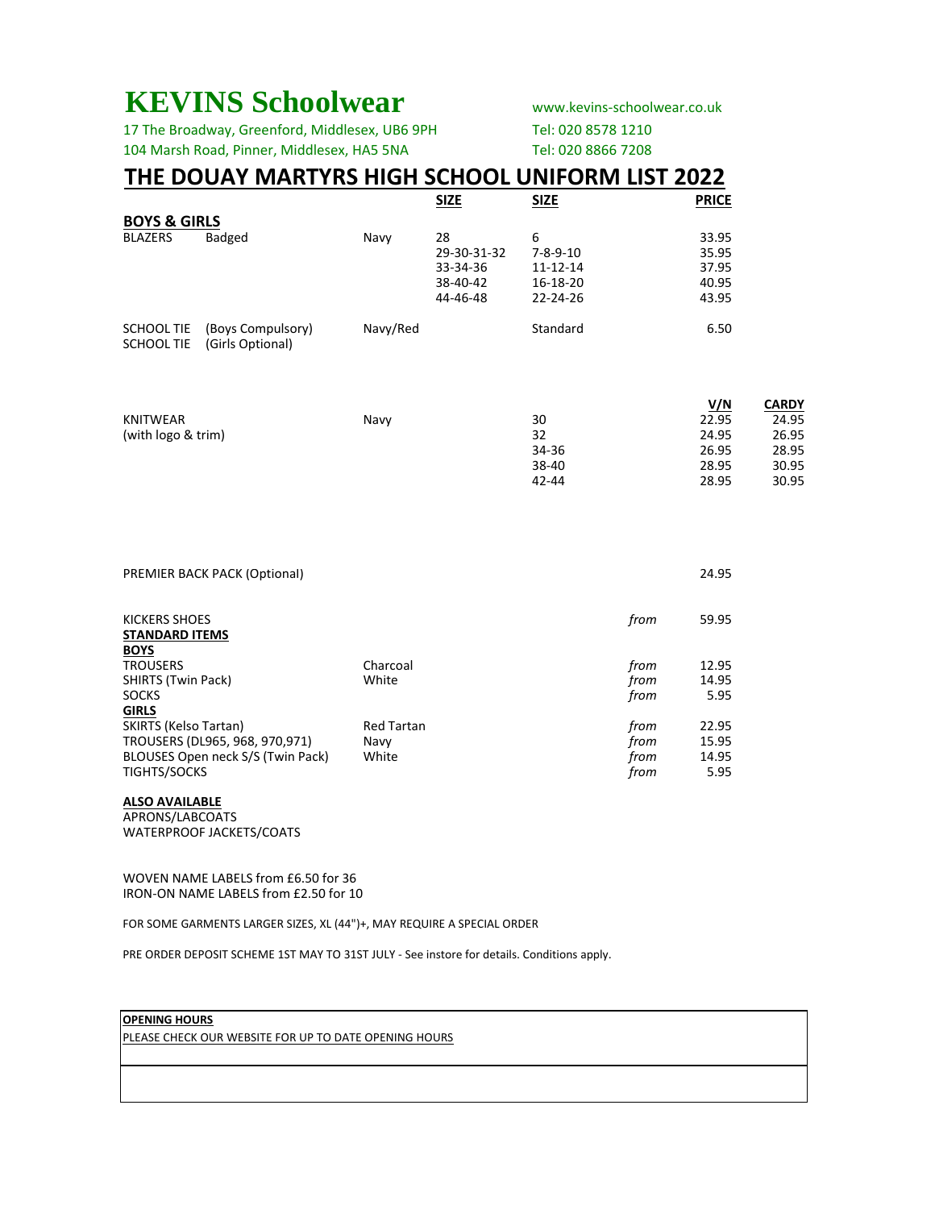# KEVINS Schoolwear

www.kevins-schoolwear.co.uk

17 The Broadway, Greenford, Middlesex, UB6 9PH — Tel: 020 8578 1210

104 Marsh Road, Pinner, Middlesex, HA5 5NA — Tel: 020 8866 7208

## THE DOUAY MARTYRS HIGH SCHOOL UNIFORM LIST 2022

| | | | SIZE | SIZE | | PRICE | |
|---|---|---|---|---|---|---|---|
| **BOYS & GIRLS** | | | | | | | |
| BLAZERS | Badged | Navy | 28 | 6 | | 33.95 | |
| | | | 29-30-31-32 | 7-8-9-10 | | 35.95 | |
| | | | 33-34-36 | 11-12-14 | | 37.95 | |
| | | | 38-40-42 | 16-18-20 | | 40.95 | |
| | | | 44-46-48 | 22-24-26 | | 43.95 | |
| SCHOOL TIE | (Boys Compulsory) | Navy/Red | | Standard | | 6.50 | |
| SCHOOL TIE | (Girls Optional) | | | | | | |
| | | | | | | **V/N** | **CARDY** |
| KNITWEAR | | Navy | | 30 | | 22.95 | 24.95 |
| (with logo & trim) | | | | 32 | | 24.95 | 26.95 |
| | | | | 34-36 | | 26.95 | 28.95 |
| | | | | 38-40 | | 28.95 | 30.95 |
| | | | | 42-44 | | 28.95 | 30.95 |
| PREMIER BACK PACK (Optional) | | | | | | 24.95 | |
| KICKERS SHOES | | | | | *from* | 59.95 | |
| **STANDARD ITEMS** | | | | | | | |
| **BOYS** | | | | | | | |
| TROUSERS | | Charcoal | | | *from* | 12.95 | |
| SHIRTS (Twin Pack) | | White | | | *from* | 14.95 | |
| SOCKS | | | | | *from* | 5.95 | |
| **GIRLS** | | | | | | | |
| SKIRTS (Kelso Tartan) | | Red Tartan | | | *from* | 22.95 | |
| TROUSERS (DL965, 968, 970,971) | | Navy | | | *from* | 15.95 | |
| BLOUSES Open neck S/S (Twin Pack) | | White | | | *from* | 14.95 | |
| TIGHTS/SOCKS | | | | | *from* | 5.95 | |

**ALSO AVAILABLE**

APRONS/LABCOATS

WATERPROOF JACKETS/COATS

WOVEN NAME LABELS from £6.50 for 36

IRON-ON NAME LABELS from £2.50 for 10

FOR SOME GARMENTS LARGER SIZES, XL (44")+, MAY REQUIRE A SPECIAL ORDER

PRE ORDER DEPOSIT SCHEME 1ST MAY TO 31ST JULY - See instore for details. Conditions apply.

**OPENING HOURS**

PLEASE CHECK OUR WEBSITE FOR UP TO DATE OPENING HOURS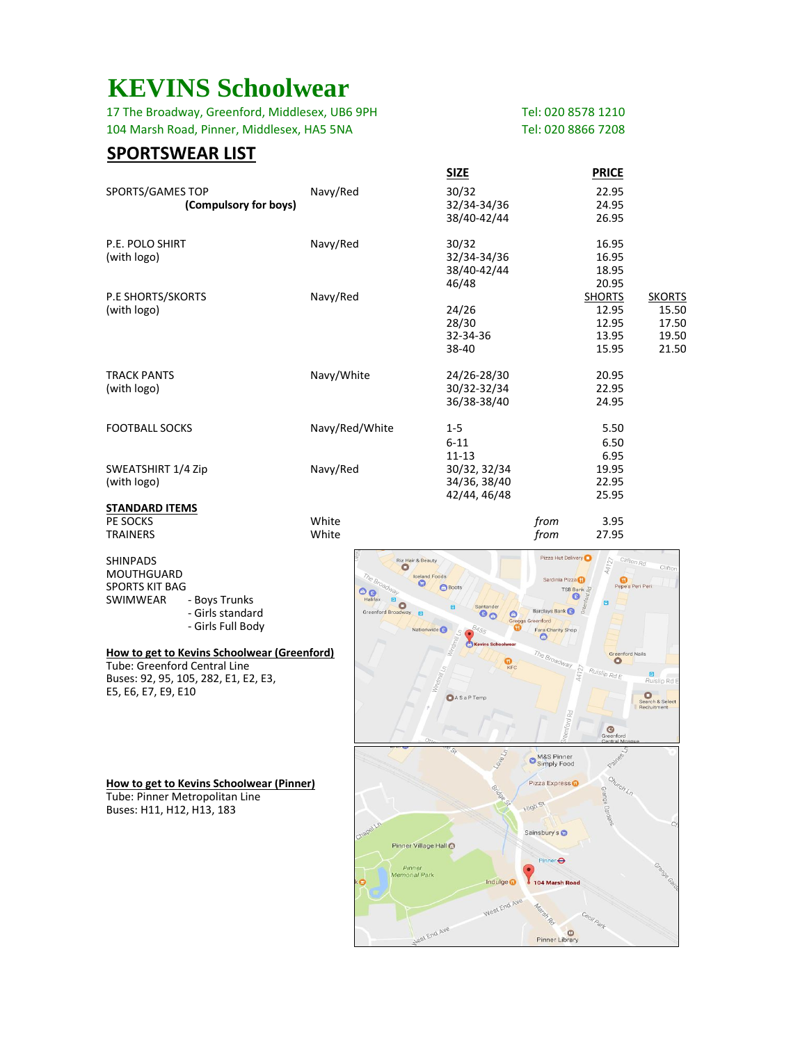# KEVINS Schoolwear

17 The Broadway, Greenford, Middlesex, UB6 9PH — Tel: 020 8578 1210
104 Marsh Road, Pinner, Middlesex, HA5 5NA — Tel: 020 8866 7208

## SPORTSWEAR LIST

| | | SIZE | PRICE | |
|---|---|---|---|---|
| SPORTS/GAMES TOP **(Compulsory for boys)** | Navy/Red | 30/32 | 22.95 | |
| | | 32/34-34/36 | 24.95 | |
| | | 38/40-42/44 | 26.95 | |
| P.E. POLO SHIRT (with logo) | Navy/Red | 30/32 | 16.95 | |
| | | 32/34-34/36 | 16.95 | |
| | | 38/40-42/44 | 18.95 | |
| | | 46/48 | 20.95 | |
| P.E SHORTS/SKORTS (with logo) | Navy/Red | | SHORTS | SKORTS |
| | | 24/26 | 12.95 | 15.50 |
| | | 28/30 | 12.95 | 17.50 |
| | | 32-34-36 | 13.95 | 19.50 |
| | | 38-40 | 15.95 | 21.50 |
| TRACK PANTS (with logo) | Navy/White | 24/26-28/30 | 20.95 | |
| | | 30/32-32/34 | 22.95 | |
| | | 36/38-38/40 | 24.95 | |
| FOOTBALL SOCKS | Navy/Red/White | 1-5 | 5.50 | |
| | | 6-11 | 6.50 | |
| | | 11-13 | 6.95 | |
| SWEATSHIRT 1/4 Zip (with logo) | Navy/Red | 30/32, 32/34 | 19.95 | |
| | | 34/36, 38/40 | 22.95 | |
| | | 42/44, 46/48 | 25.95 | |

### STANDARD ITEMS

| | | | |
|---|---|---|---|
| PE SOCKS | White | *from* | 3.95 |
| TRAINERS | White | *from* | 27.95 |

SHINPADS
MOUTHGUARD
SPORTS KIT BAG
SWIMWEAR
- Boys Trunks
- Girls standard
- Girls Full Body

**How to get to Kevins Schoolwear (Greenford)**
Tube: Greenford Central Line
Buses: 92, 95, 105, 282, E1, E2, E3, E5, E6, E7, E9, E10

**How to get to Kevins Schoolwear (Pinner)**
Tube: Pinner Metropolitan Line
Buses: H11, H12, H13, 183